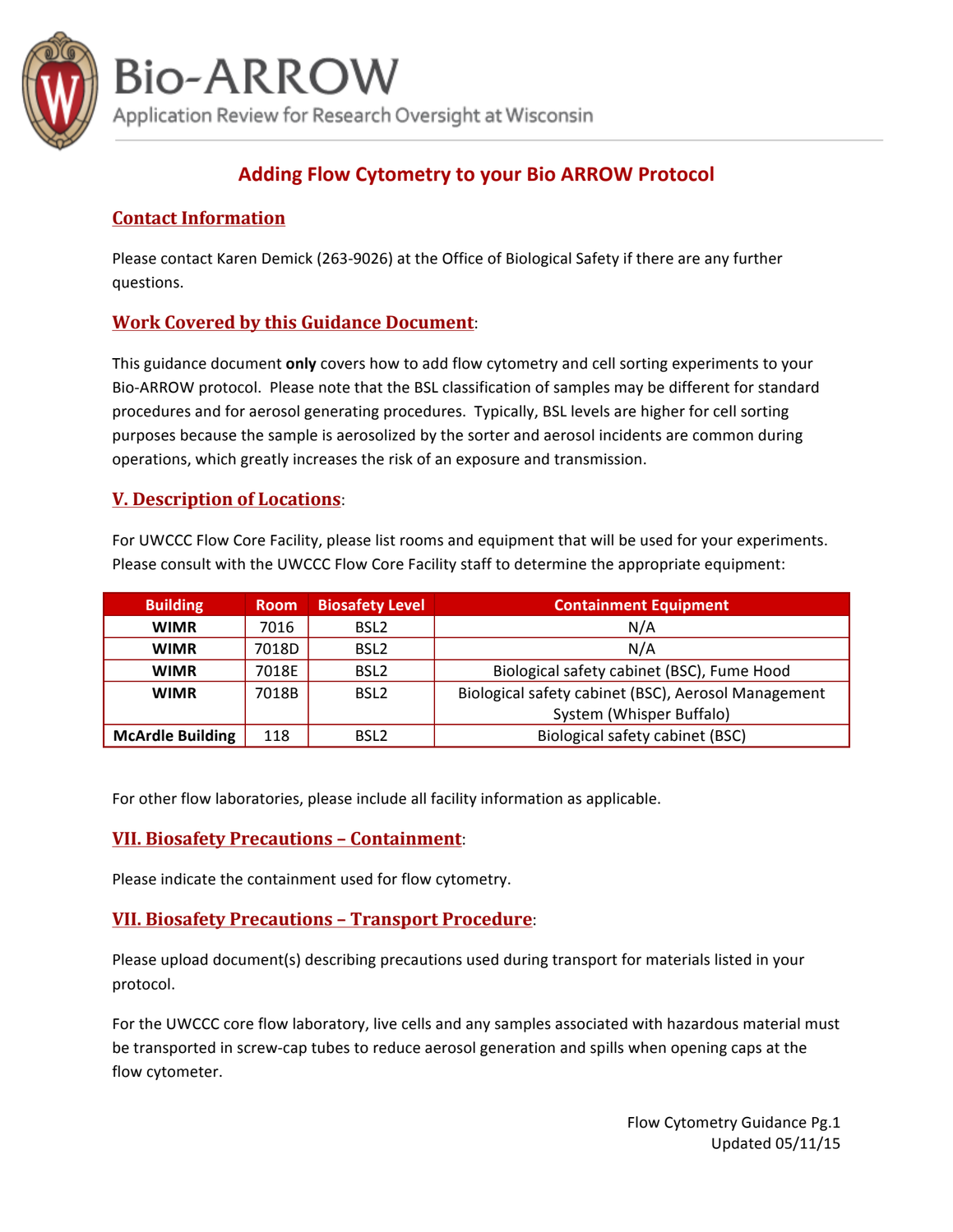# Bio-ARROW

Application Review for Research Oversight at Wisconsin

## Adding Flow Cytometry to your Bio ARROW Protocol

### Contact Information

Please contact Karen Demick (263-9026) at the Office of Biological Safety if there are any further questions.

### Work Covered by this Guidance Document:

This guidance document **only** covers how to add flow cytometry and cell sorting experiments to your Bio-ARROW protocol. Please note that the BSL classification of samples may be different for standard procedures and for aerosol generating procedures. Typically, BSL levels are higher for cell sorting purposes because the sample is aerosolized by the sorter and aerosol incidents are common during operations, which greatly increases the risk of an exposure and transmission.

### V. Description of Locations:

For UWCCC Flow Core Facility, please list rooms and equipment that will be used for your experiments. Please consult with the UWCCC Flow Core Facility staff to determine the appropriate equipment:

| Building | Room | Biosafety Level | Containment Equipment |
|---|---|---|---|
| **WIMR** | 7016 | BSL2 | N/A |
| **WIMR** | 7018D | BSL2 | N/A |
| **WIMR** | 7018E | BSL2 | Biological safety cabinet (BSC), Fume Hood |
| **WIMR** | 7018B | BSL2 | Biological safety cabinet (BSC), Aerosol Management System (Whisper Buffalo) |
| **McArdle Building** | 118 | BSL2 | Biological safety cabinet (BSC) |

For other flow laboratories, please include all facility information as applicable.

### VII. Biosafety Precautions – Containment:

Please indicate the containment used for flow cytometry.

### VII. Biosafety Precautions – Transport Procedure:

Please upload document(s) describing precautions used during transport for materials listed in your protocol.

For the UWCCC core flow laboratory, live cells and any samples associated with hazardous material must be transported in screw-cap tubes to reduce aerosol generation and spills when opening caps at the flow cytometer.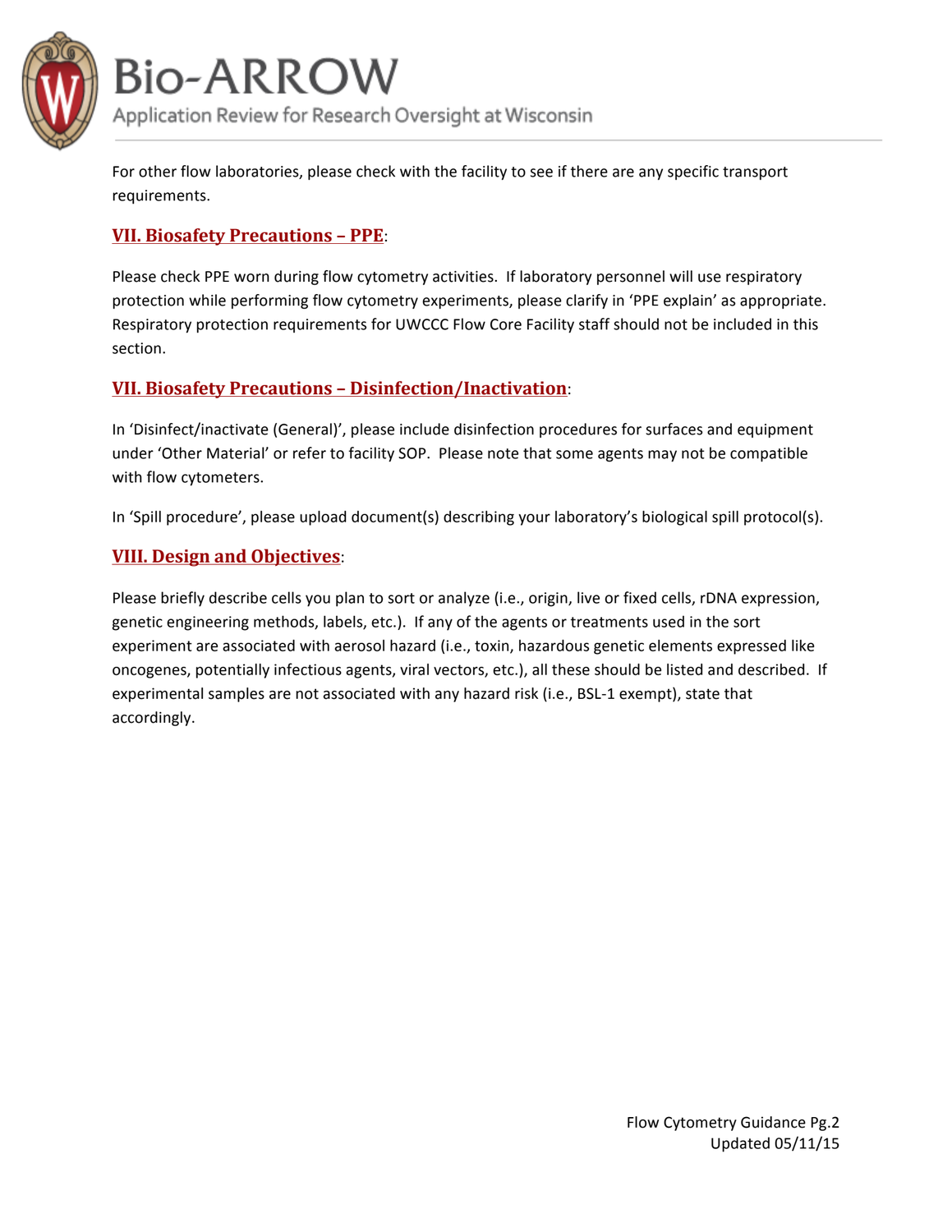For other flow laboratories, please check with the facility to see if there are any specific transport requirements.

## VII. Biosafety Precautions – PPE:

Please check PPE worn during flow cytometry activities. If laboratory personnel will use respiratory protection while performing flow cytometry experiments, please clarify in 'PPE explain' as appropriate. Respiratory protection requirements for UWCCC Flow Core Facility staff should not be included in this section.

## VII. Biosafety Precautions – Disinfection/Inactivation:

In 'Disinfect/inactivate (General)', please include disinfection procedures for surfaces and equipment under 'Other Material' or refer to facility SOP. Please note that some agents may not be compatible with flow cytometers.

In 'Spill procedure', please upload document(s) describing your laboratory's biological spill protocol(s).

## VIII. Design and Objectives:

Please briefly describe cells you plan to sort or analyze (i.e., origin, live or fixed cells, rDNA expression, genetic engineering methods, labels, etc.). If any of the agents or treatments used in the sort experiment are associated with aerosol hazard (i.e., toxin, hazardous genetic elements expressed like oncogenes, potentially infectious agents, viral vectors, etc.), all these should be listed and described. If experimental samples are not associated with any hazard risk (i.e., BSL-1 exempt), state that accordingly.